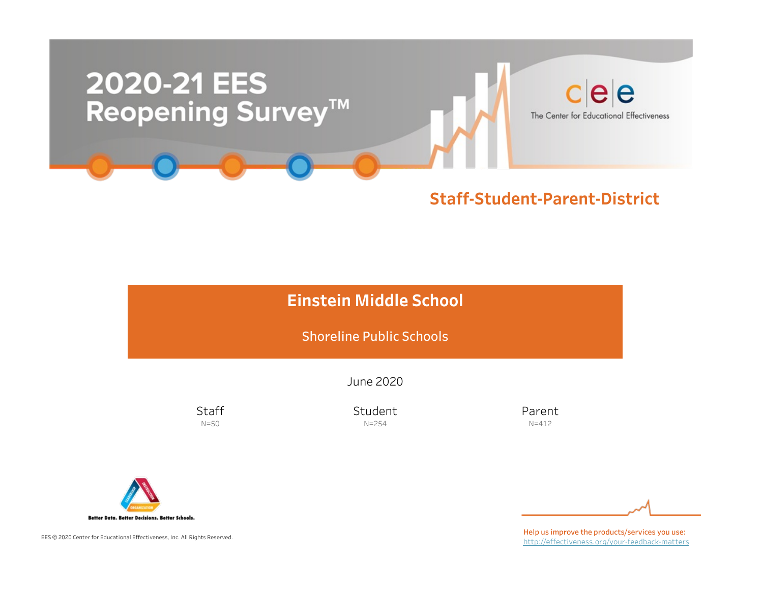# 2020-21 EES Reopening Survey™

The Center for Educational Effectiveness

## Staff-Student-Parent-District

## Einstein Middle School

Shoreline Public Schools

June 2020

| Staff | Student | Parent |
|---|---|---|
| N=50 | N=254 | N=412 |

Better Data. Better Decisions. Better Schools.

EES © 2020 Center for Educational Effectiveness, Inc. All Rights Reserved.

Help us improve the products/services you use:
http://effectiveness.org/your-feedback-matters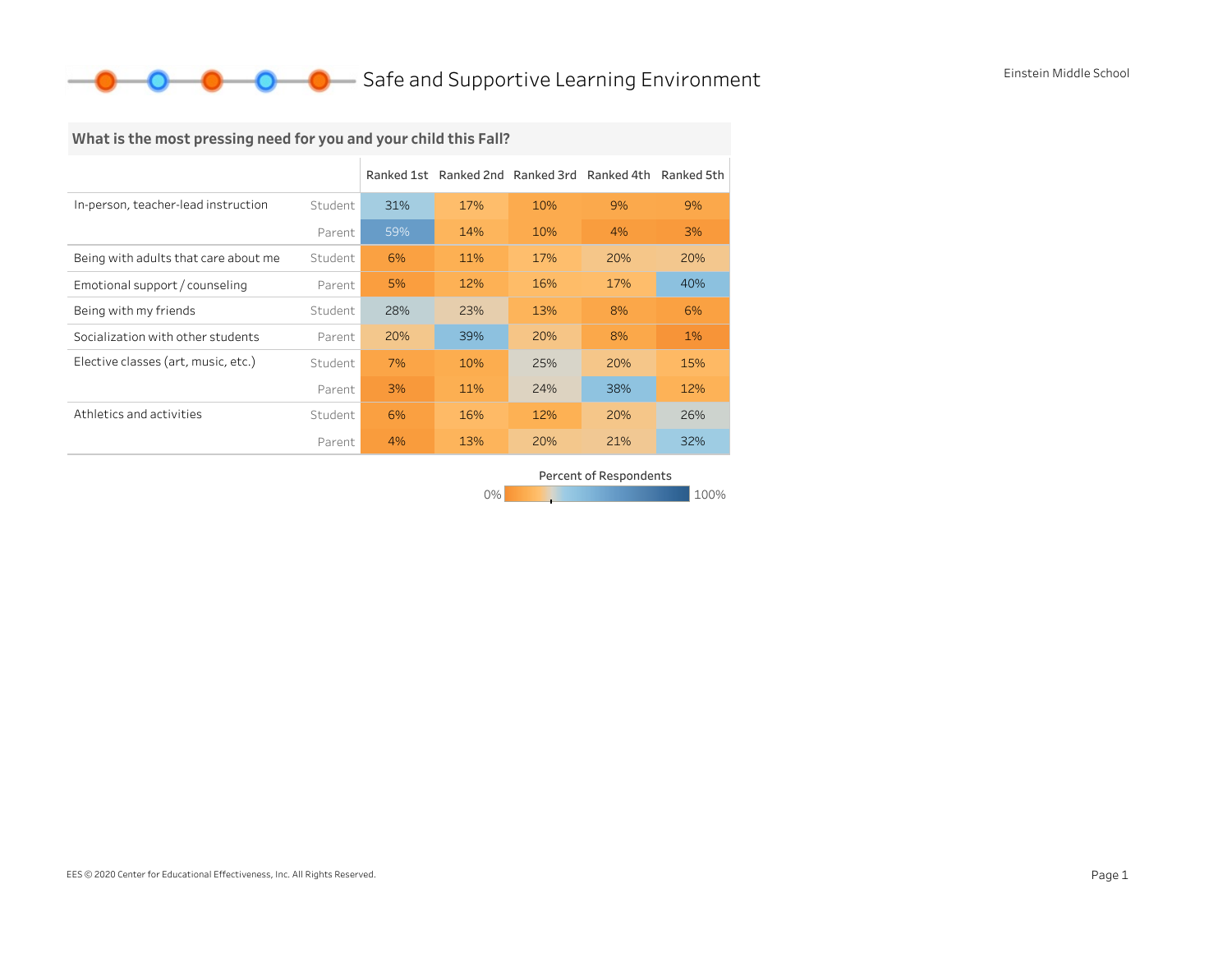# Safe and Supportive Learning Environment

Einstein Middle School

## What is the most pressing need for you and your child this Fall?

| | | Ranked 1st | Ranked 2nd | Ranked 3rd | Ranked 4th | Ranked 5th |
|---|---|---|---|---|---|---|
| In-person, teacher-lead instruction | Student | 31% | 17% | 10% | 9% | 9% |
| | Parent | 59% | 14% | 10% | 4% | 3% |
| Being with adults that care about me | Student | 6% | 11% | 17% | 20% | 20% |
| Emotional support / counseling | Parent | 5% | 12% | 16% | 17% | 40% |
| Being with my friends | Student | 28% | 23% | 13% | 8% | 6% |
| Socialization with other students | Parent | 20% | 39% | 20% | 8% | 1% |
| Elective classes (art, music, etc.) | Student | 7% | 10% | 25% | 20% | 15% |
| | Parent | 3% | 11% | 24% | 38% | 12% |
| Athletics and activities | Student | 6% | 16% | 12% | 20% | 26% |
| | Parent | 4% | 13% | 20% | 21% | 32% |

Percent of Respondents

0% – 100%

EES © 2020 Center for Educational Effectiveness, Inc. All Rights Reserved.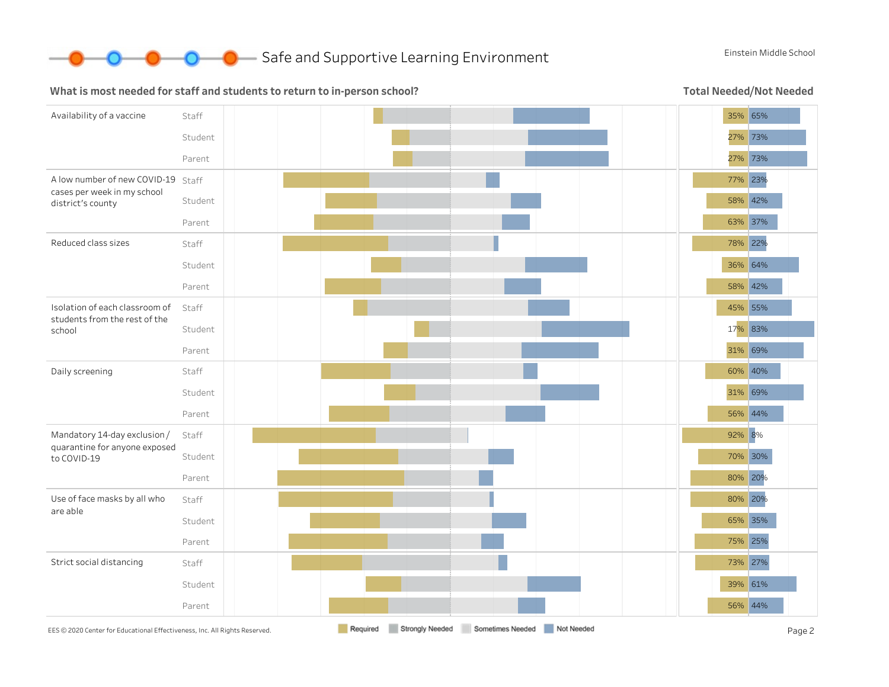# Safe and Supportive Learning Environment

Einstein Middle School

## What is most needed for staff and students to return to in-person school?

Legend: Required, Strongly Needed, Sometimes Needed, Not Needed

**Total Needed/Not Needed**

| Item | Group | Needed | Not Needed |
|---|---|---|---|
| Availability of a vaccine | Staff | 35% | 65% |
| | Student | 27% | 73% |
| | Parent | 27% | 73% |
| A low number of new COVID-19 cases per week in my school district's county | Staff | 77% | 23% |
| | Student | 58% | 42% |
| | Parent | 63% | 37% |
| Reduced class sizes | Staff | 78% | 22% |
| | Student | 36% | 64% |
| | Parent | 58% | 42% |
| Isolation of each classroom of students from the rest of the school | Staff | 45% | 55% |
| | Student | 17% | 83% |
| | Parent | 31% | 69% |
| Daily screening | Staff | 60% | 40% |
| | Student | 31% | 69% |
| | Parent | 56% | 44% |
| Mandatory 14-day exclusion / quarantine for anyone exposed to COVID-19 | Staff | 92% | 8% |
| | Student | 70% | 30% |
| | Parent | 80% | 20% |
| Use of face masks by all who are able | Staff | 80% | 20% |
| | Student | 65% | 35% |
| | Parent | 75% | 25% |
| Strict social distancing | Staff | 73% | 27% |
| | Student | 39% | 61% |
| | Parent | 56% | 44% |

EES © 2020 Center for Educational Effectiveness, Inc. All Rights Reserved.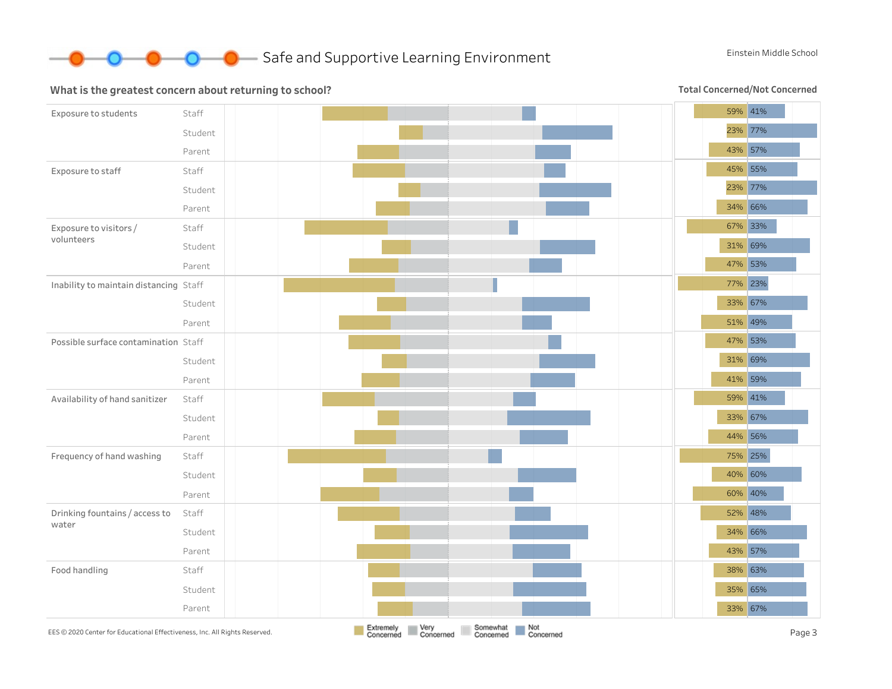# Safe and Supportive Learning Environment

Einstein Middle School

## What is the greatest concern about returning to school?

Total Concerned/Not Concerned

| Concern | Group | Concerned | Not Concerned |
|---|---|---|---|
| Exposure to students | Staff | 59% | 41% |
| | Student | 23% | 77% |
| | Parent | 43% | 57% |
| Exposure to staff | Staff | 45% | 55% |
| | Student | 23% | 77% |
| | Parent | 34% | 66% |
| Exposure to visitors / volunteers | Staff | 67% | 33% |
| | Student | 31% | 69% |
| | Parent | 47% | 53% |
| Inability to maintain distancing | Staff | 77% | 23% |
| | Student | 33% | 67% |
| | Parent | 51% | 49% |
| Possible surface contamination | Staff | 47% | 53% |
| | Student | 31% | 69% |
| | Parent | 41% | 59% |
| Availability of hand sanitizer | Staff | 59% | 41% |
| | Student | 33% | 67% |
| | Parent | 44% | 56% |
| Frequency of hand washing | Staff | 75% | 25% |
| | Student | 40% | 60% |
| | Parent | 60% | 40% |
| Drinking fountains / access to water | Staff | 52% | 48% |
| | Student | 34% | 66% |
| | Parent | 43% | 57% |
| Food handling | Staff | 38% | 63% |
| | Student | 35% | 65% |
| | Parent | 33% | 67% |

Extremely Concerned | Very Concerned | Somewhat Concerned | Not Concerned

EES © 2020 Center for Educational Effectiveness, Inc. All Rights Reserved.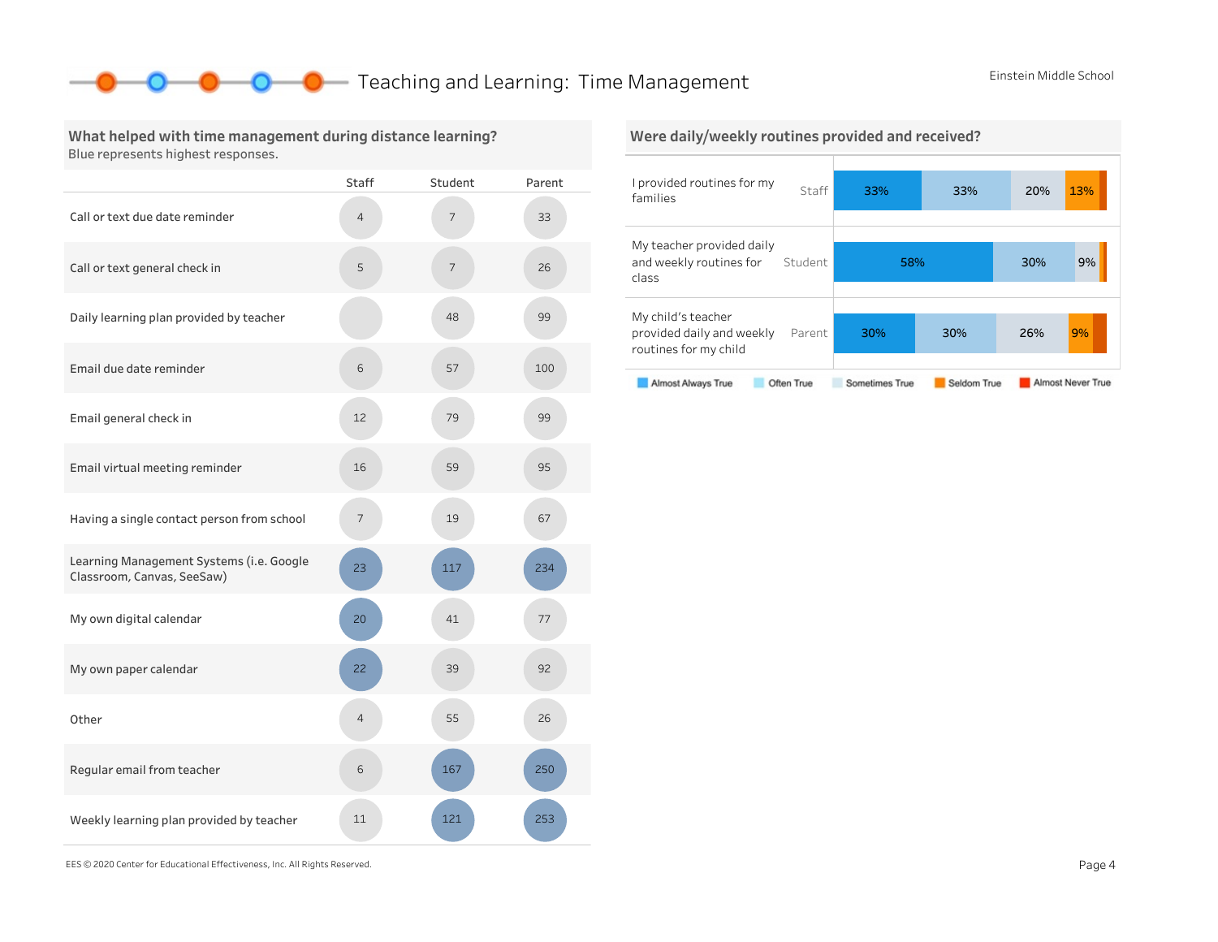# Teaching and Learning: Time Management

Einstein Middle School

## What helped with time management during distance learning?

Blue represents highest responses.

| | Staff | Student | Parent |
|---|---|---|---|
| Call or text due date reminder | 4 | 7 | 33 |
| Call or text general check in | 5 | 7 | 26 |
| Daily learning plan provided by teacher | | 48 | 99 |
| Email due date reminder | 6 | 57 | 100 |
| Email general check in | 12 | 79 | 99 |
| Email virtual meeting reminder | 16 | 59 | 95 |
| Having a single contact person from school | 7 | 19 | 67 |
| Learning Management Systems (i.e. Google Classroom, Canvas, SeeSaw) | 23 | 117 | 234 |
| My own digital calendar | 20 | 41 | 77 |
| My own paper calendar | 22 | 39 | 92 |
| Other | 4 | 55 | 26 |
| Regular email from teacher | 6 | 167 | 250 |
| Weekly learning plan provided by teacher | 11 | 121 | 253 |

## Were daily/weekly routines provided and received?

| | | Almost Always True | Often True | Sometimes True | Seldom True | Almost Never True |
|---|---|---|---|---|---|---|
| I provided routines for my families | Staff | 33% | 33% | 20% | 13% | |
| My teacher provided daily and weekly routines for class | Student | 58% | 30% | 9% | | |
| My child's teacher provided daily and weekly routines for my child | Parent | 30% | 30% | 26% | 9% | |

EES © 2020 Center for Educational Effectiveness, Inc. All Rights Reserved.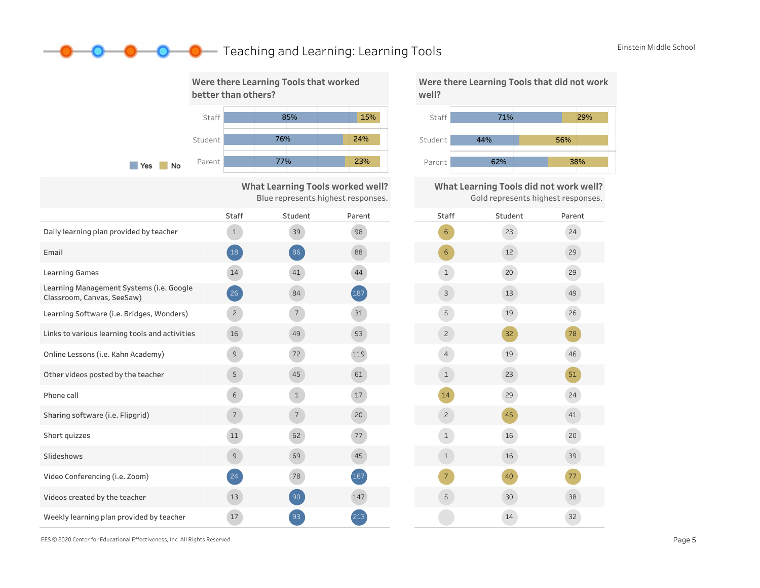# Teaching and Learning: Learning Tools

Einstein Middle School

## Were there Learning Tools that worked better than others?

| | Yes | No |
|---|---|---|
| Staff | 85% | 15% |
| Student | 76% | 24% |
| Parent | 77% | 23% |

## Were there Learning Tools that did not work well?

| | Yes | No |
|---|---|---|
| Staff | 71% | 29% |
| Student | 44% | 56% |
| Parent | 62% | 38% |

## What Learning Tools worked well? / What Learning Tools did not work well?

What Learning Tools worked well? Blue represents highest responses.

What Learning Tools did not work well? Gold represents highest responses.

| Learning Tool | Worked well: Staff | Worked well: Student | Worked well: Parent | Did not work well: Staff | Did not work well: Student | Did not work well: Parent |
|---|---|---|---|---|---|---|
| Daily learning plan provided by teacher | 1 | 39 | 98 | 6 | 23 | 24 |
| Email | 18 | 86 | 88 | 6 | 12 | 29 |
| Learning Games | 14 | 41 | 44 | 1 | 20 | 29 |
| Learning Management Systems (i.e. Google Classroom, Canvas, SeeSaw) | 26 | 84 | 187 | 3 | 13 | 49 |
| Learning Software (i.e. Bridges, Wonders) | 2 | 7 | 31 | 5 | 19 | 26 |
| Links to various learning tools and activities | 16 | 49 | 53 | 2 | 32 | 78 |
| Online Lessons (i.e. Kahn Academy) | 9 | 72 | 119 | 4 | 19 | 46 |
| Other videos posted by the teacher | 5 | 45 | 61 | 1 | 23 | 51 |
| Phone call | 6 | 1 | 17 | 14 | 29 | 24 |
| Sharing software (i.e. Flipgrid) | 7 | 7 | 20 | 2 | 45 | 41 |
| Short quizzes | 11 | 62 | 77 | 1 | 16 | 20 |
| Slideshows | 9 | 69 | 45 | 1 | 16 | 39 |
| Video Conferencing (i.e. Zoom) | 24 | 78 | 167 | 7 | 40 | 77 |
| Videos created by the teacher | 13 | 90 | 147 | 5 | 30 | 38 |
| Weekly learning plan provided by teacher | 17 | 93 | 213 | | 14 | 32 |

EES © 2020 Center for Educational Effectiveness, Inc. All Rights Reserved.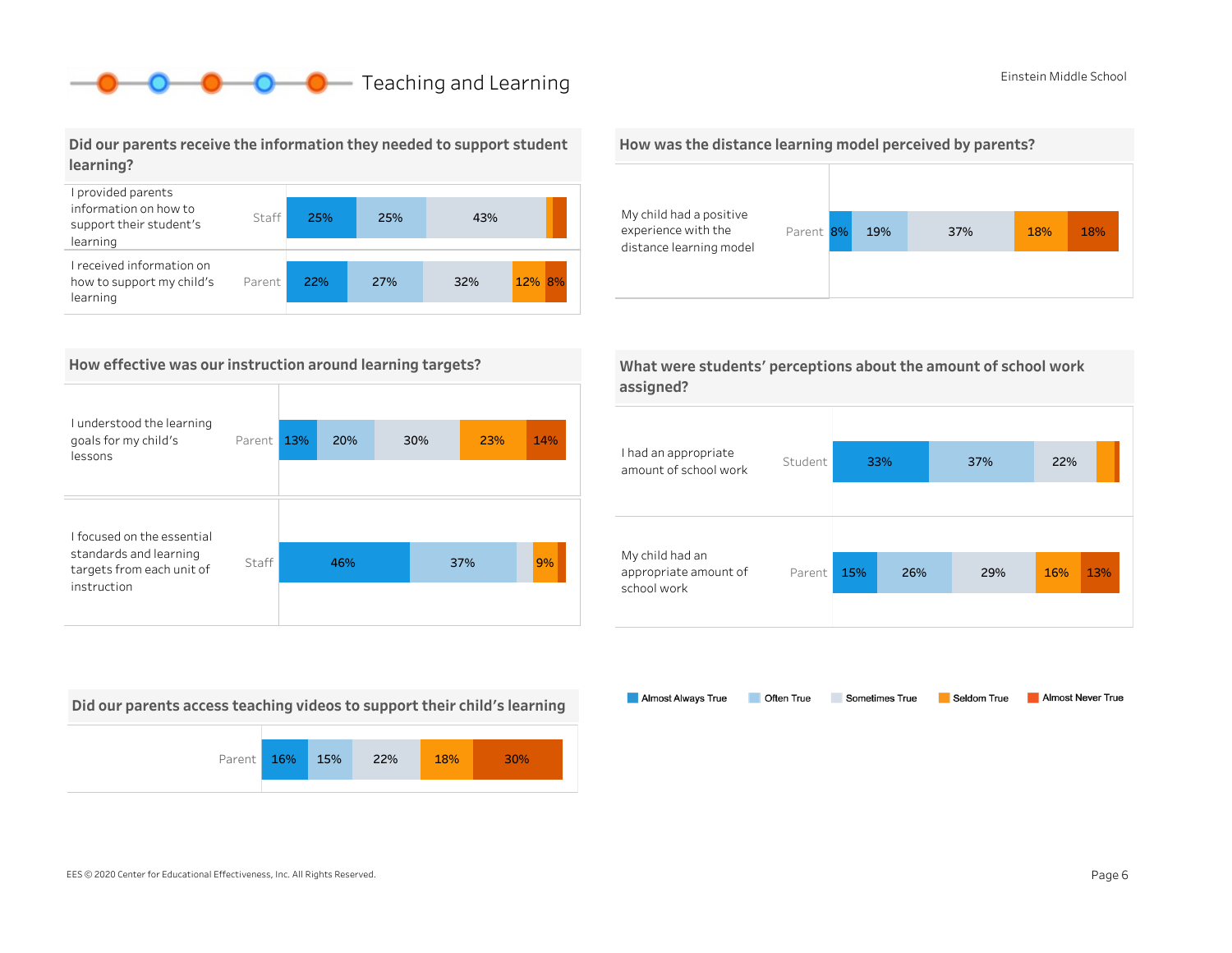# Teaching and Learning

Einstein Middle School

## Did our parents receive the information they needed to support student learning?

| Statement | Respondent | Almost Always True | Often True | Sometimes True | Seldom True | Almost Never True |
|---|---|---|---|---|---|---|
| I provided parents information on how to support their student's learning | Staff | 25% | 25% | 43% | | |
| I received information on how to support my child's learning | Parent | 22% | 27% | 32% | 12% | 8% |

## How was the distance learning model perceived by parents?

| Statement | Respondent | Almost Always True | Often True | Sometimes True | Seldom True | Almost Never True |
|---|---|---|---|---|---|---|
| My child had a positive experience with the distance learning model | Parent | 8% | 19% | 37% | 18% | 18% |

## How effective was our instruction around learning targets?

| Statement | Respondent | Almost Always True | Often True | Sometimes True | Seldom True | Almost Never True |
|---|---|---|---|---|---|---|
| I understood the learning goals for my child's lessons | Parent | 13% | 20% | 30% | 23% | 14% |
| I focused on the essential standards and learning targets from each unit of instruction | Staff | 46% | 37% | | 9% | |

## What were students' perceptions about the amount of school work assigned?

| Statement | Respondent | Almost Always True | Often True | Sometimes True | Seldom True | Almost Never True |
|---|---|---|---|---|---|---|
| I had an appropriate amount of school work | Student | 33% | 37% | 22% | | |
| My child had an appropriate amount of school work | Parent | 15% | 26% | 29% | 16% | 13% |

## Did our parents access teaching videos to support their child's learning

| Respondent | Almost Always True | Often True | Sometimes True | Seldom True | Almost Never True |
|---|---|---|---|---|---|
| Parent | 16% | 15% | 22% | 18% | 30% |

Legend: Almost Always True, Often True, Sometimes True, Seldom True, Almost Never True

EES © 2020 Center for Educational Effectiveness, Inc. All Rights Reserved.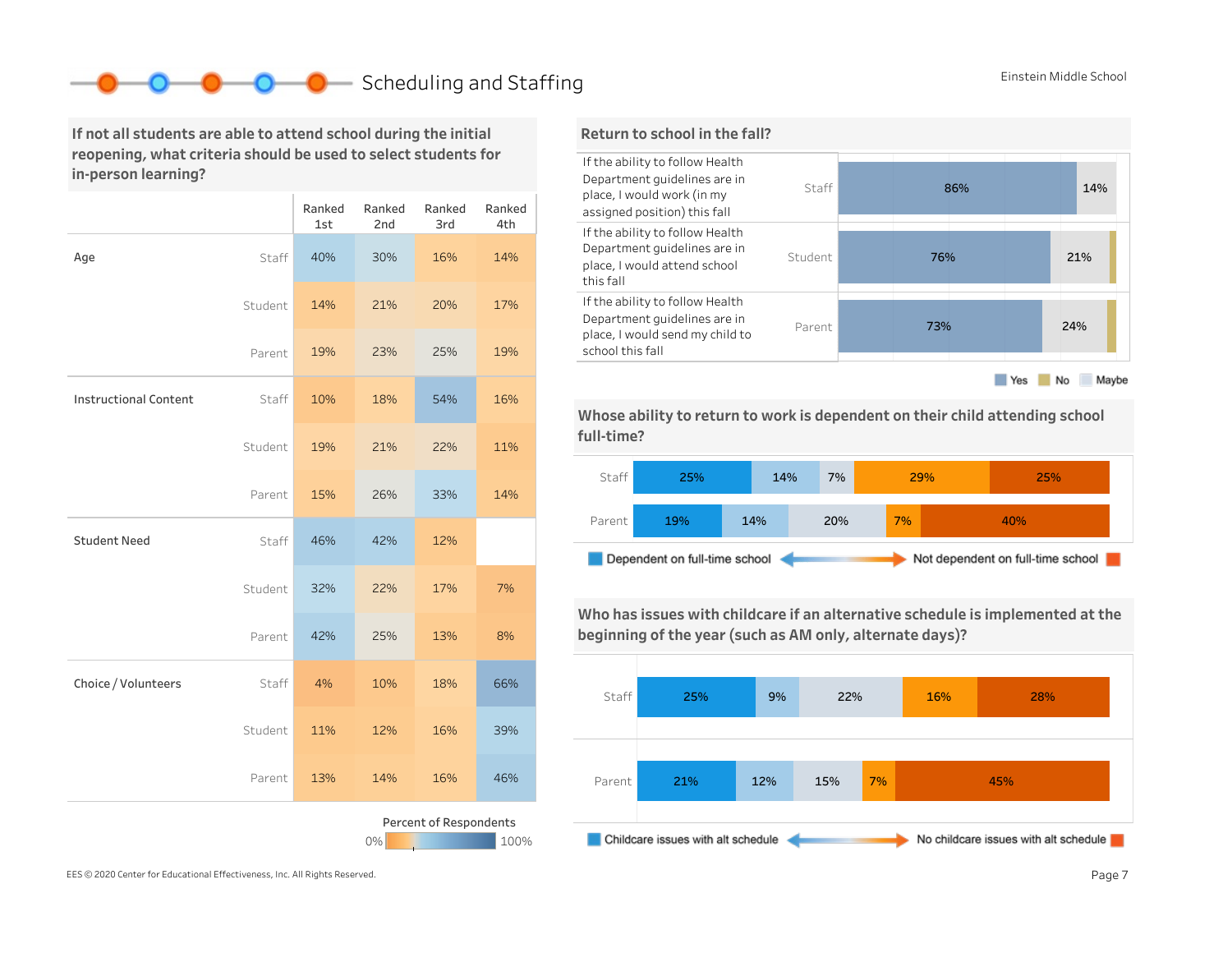## Scheduling and Staffing

Einstein Middle School

### If not all students are able to attend school during the initial reopening, what criteria should be used to select students for in-person learning?

| | | Ranked 1st | Ranked 2nd | Ranked 3rd | Ranked 4th |
|---|---|---|---|---|---|
| Age | Staff | 40% | 30% | 16% | 14% |
| | Student | 14% | 21% | 20% | 17% |
| | Parent | 19% | 23% | 25% | 19% |
| Instructional Content | Staff | 10% | 18% | 54% | 16% |
| | Student | 19% | 21% | 22% | 11% |
| | Parent | 15% | 26% | 33% | 14% |
| Student Need | Staff | 46% | 42% | 12% | |
| | Student | 32% | 22% | 17% | 7% |
| | Parent | 42% | 25% | 13% | 8% |
| Choice / Volunteers | Staff | 4% | 10% | 18% | 66% |
| | Student | 11% | 12% | 16% | 39% |
| | Parent | 13% | 14% | 16% | 46% |

Percent of Respondents: 0% – 100%

### Return to school in the fall?

| Statement | Group | Yes | Maybe | No |
|---|---|---|---|---|
| If the ability to follow Health Department guidelines are in place, I would work (in my assigned position) this fall | Staff | 86% | 14% | |
| If the ability to follow Health Department guidelines are in place, I would attend school this fall | Student | 76% | 21% | |
| If the ability to follow Health Department guidelines are in place, I would send my child to school this fall | Parent | 73% | 24% | |

Yes | No | Maybe

### Whose ability to return to work is dependent on their child attending school full-time?

| Group | | | | | |
|---|---|---|---|---|---|
| Staff | 25% | 14% | 7% | 29% | 25% |
| Parent | 19% | 14% | 20% | 7% | 40% |

Dependent on full-time school ↔ Not dependent on full-time school

### Who has issues with childcare if an alternative schedule is implemented at the beginning of the year (such as AM only, alternate days)?

| Group | | | | | |
|---|---|---|---|---|---|
| Staff | 25% | 9% | 22% | 16% | 28% |
| Parent | 21% | 12% | 15% | 7% | 45% |

Childcare issues with alt schedule ↔ No childcare issues with alt schedule

EES © 2020 Center for Educational Effectiveness, Inc. All Rights Reserved.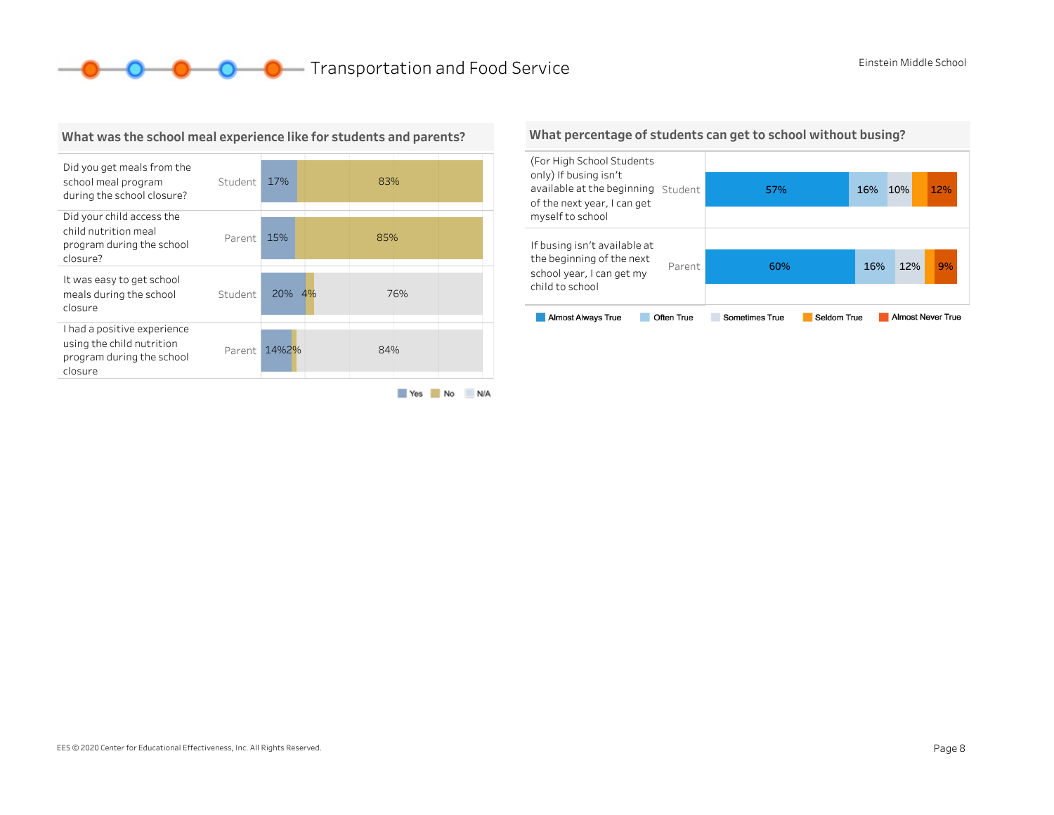# Transportation and Food Service

Einstein Middle School

## What was the school meal experience like for students and parents?

| Question | Respondent | Yes | No | N/A |
|---|---|---|---|---|
| Did you get meals from the school meal program during the school closure? | Student | 17% | 83% | |
| Did your child access the child nutrition meal program during the school closure? | Parent | 15% | 85% | |
| It was easy to get school meals during the school closure | Student | 20% | 4% | 76% |
| I had a positive experience using the child nutrition program during the school closure | Parent | 14% | 2% | 84% |

## What percentage of students can get to school without busing?

| Question | Respondent | Almost Always True | Often True | Sometimes True | Seldom True | Almost Never True |
|---|---|---|---|---|---|---|
| (For High School Students only) If busing isn't available at the beginning of the next year, I can get myself to school | Student | 57% | 16% | 10% | | 12% |
| If busing isn't available at the beginning of the next school year, I can get my child to school | Parent | 60% | 16% | 12% | | 9% |

EES © 2020 Center for Educational Effectiveness, Inc. All Rights Reserved.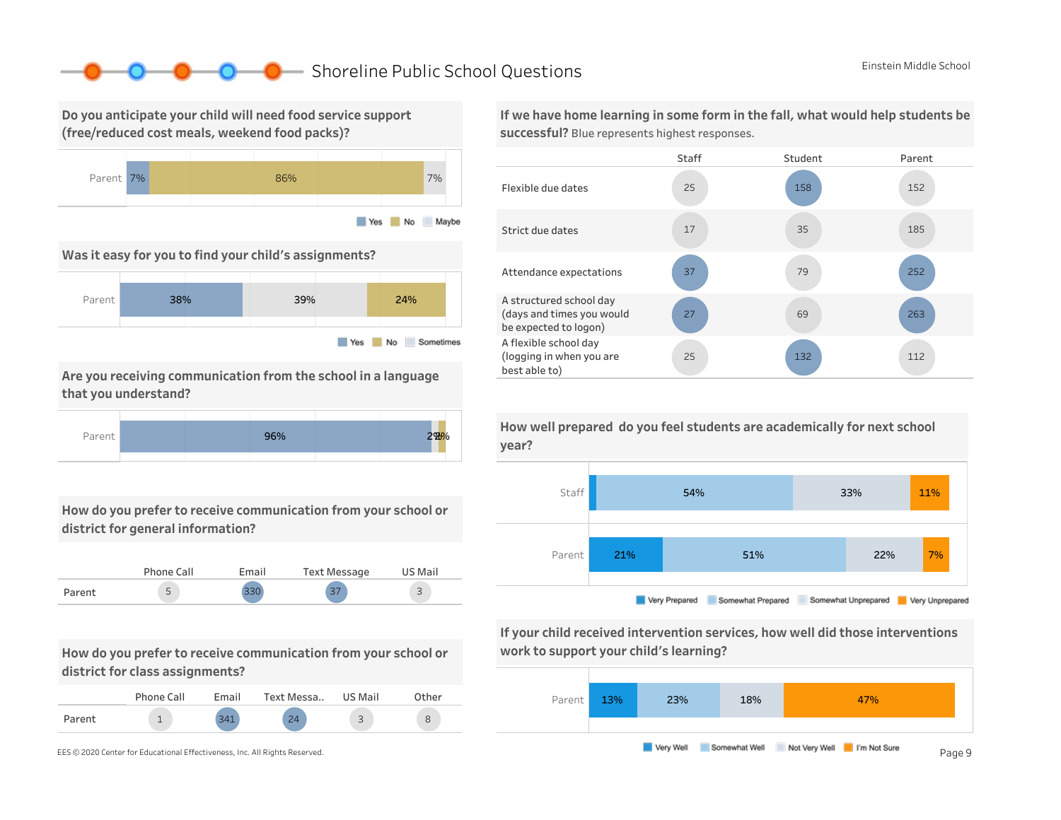# Shoreline Public School Questions

Einstein Middle School

## Do you anticipate your child will need food service support (free/reduced cost meals, weekend food packs)?

| | Yes | No | Maybe |
|---|---|---|---|
| Parent | 7% | 86% | 7% |

## Was it easy for you to find your child's assignments?

| | Yes | Sometimes | No |
|---|---|---|---|
| Parent | 38% | 39% | 24% |

## Are you receiving communication from the school in a language that you understand?

| | Yes | Sometimes | No |
|---|---|---|---|
| Parent | 96% | 2% | 2% |

## How do you prefer to receive communication from your school or district for general information?

| | Phone Call | Email | Text Message | US Mail |
|---|---|---|---|---|
| Parent | 5 | 330 | 37 | 3 |

## How do you prefer to receive communication from your school or district for class assignments?

| | Phone Call | Email | Text Messa.. | US Mail | Other |
|---|---|---|---|---|---|
| Parent | 1 | 341 | 24 | 3 | 8 |

## If we have home learning in some form in the fall, what would help students be successful? Blue represents highest responses.

| | Staff | Student | Parent |
|---|---|---|---|
| Flexible due dates | 25 | 158 | 152 |
| Strict due dates | 17 | 35 | 185 |
| Attendance expectations | 37 | 79 | 252 |
| A structured school day (days and times you would be expected to logon) | 27 | 69 | 263 |
| A flexible school day (logging in when you are best able to) | 25 | 132 | 112 |

## How well prepared do you feel students are academically for next school year?

| | Very Prepared | Somewhat Prepared | Somewhat Unprepared | Very Unprepared |
|---|---|---|---|---|
| Staff | | 54% | 33% | 11% |
| Parent | 21% | 51% | 22% | 7% |

## If your child received intervention services, how well did those interventions work to support your child's learning?

| | Very Well | Somewhat Well | Not Very Well | I'm Not Sure |
|---|---|---|---|---|
| Parent | 13% | 23% | 18% | 47% |

EES © 2020 Center for Educational Effectiveness, Inc. All Rights Reserved.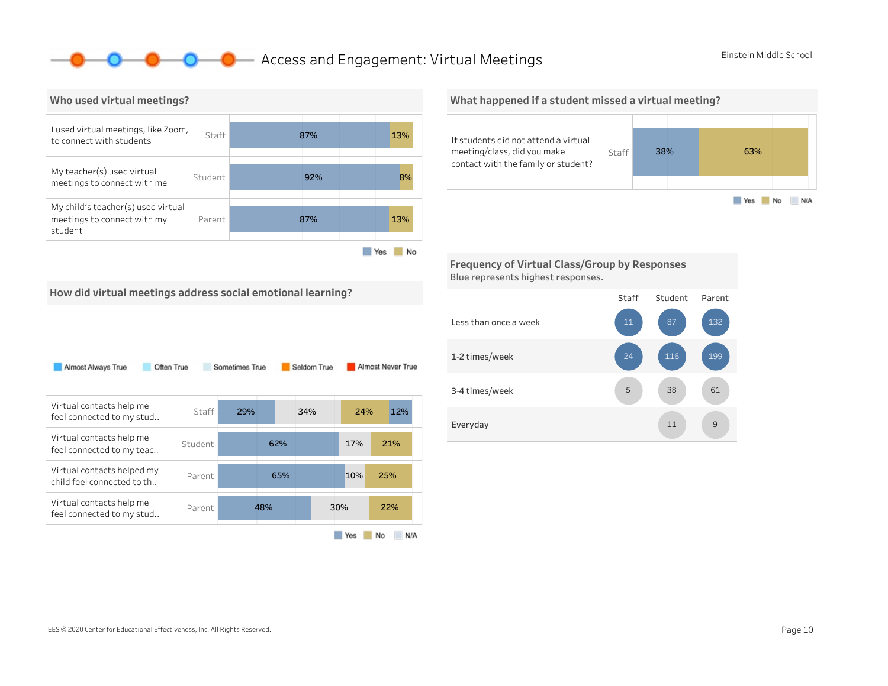# Access and Engagement: Virtual Meetings

Einstein Middle School

## Who used virtual meetings?

| Question | Group | Yes | No |
|---|---|---|---|
| I used virtual meetings, like Zoom, to connect with students | Staff | 87% | 13% |
| My teacher(s) used virtual meetings to connect with me | Student | 92% | 8% |
| My child's teacher(s) used virtual meetings to connect with my student | Parent | 87% | 13% |

## How did virtual meetings address social emotional learning?

Almost Always True | Often True | Sometimes True | Seldom True | Almost Never True

| Question | Group | Yes | N/A | No | |
|---|---|---|---|---|---|
| Virtual contacts help me feel connected to my stud.. | Staff | 29% | 34% | 24% | 12% |
| Virtual contacts help me feel connected to my teac.. | Student | 62% | 17% | 21% | |
| Virtual contacts helped my child feel connected to th.. | Parent | 65% | 10% | 25% | |
| Virtual contacts help me feel connected to my stud.. | Parent | 48% | 30% | 22% | |

Yes | No | N/A

## What happened if a student missed a virtual meeting?

| Question | Group | Yes | No |
|---|---|---|---|
| If students did not attend a virtual meeting/class, did you make contact with the family or student? | Staff | 38% | 63% |

Yes | No | N/A

## Frequency of Virtual Class/Group by Responses

Blue represents highest responses.

| | Staff | Student | Parent |
|---|---|---|---|
| Less than once a week | 11 | 87 | 132 |
| 1-2 times/week | 24 | 116 | 199 |
| 3-4 times/week | 5 | 38 | 61 |
| Everyday | | 11 | 9 |

EES © 2020 Center for Educational Effectiveness, Inc. All Rights Reserved.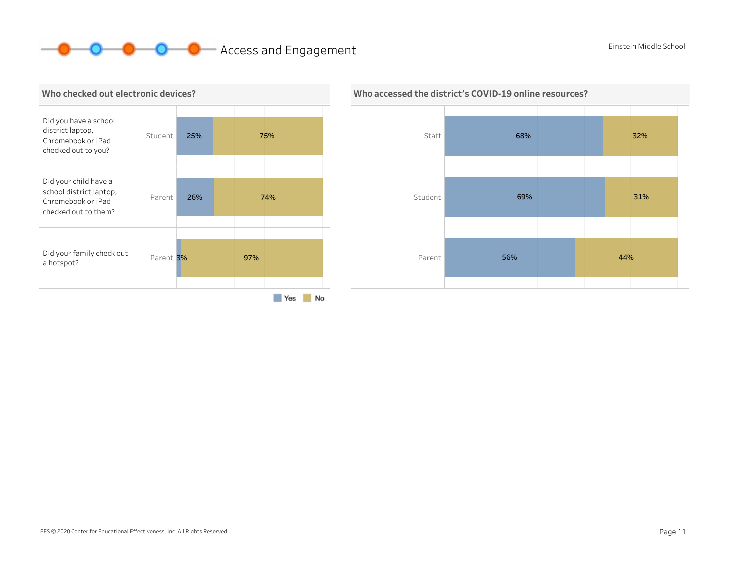## Access and Engagement

Einstein Middle School

### Who checked out electronic devices?

| Question | Respondent | Yes | No |
| --- | --- | --- | --- |
| Did you have a school district laptop, Chromebook or iPad checked out to you? | Student | 25% | 75% |
| Did your child have a school district laptop, Chromebook or iPad checked out to them? | Parent | 26% | 74% |
| Did your family check out a hotspot? | Parent | 3% | 97% |

### Who accessed the district's COVID-19 online resources?

| Respondent | Yes | No |
| --- | --- | --- |
| Staff | 68% | 32% |
| Student | 69% | 31% |
| Parent | 56% | 44% |

EES © 2020 Center for Educational Effectiveness, Inc. All Rights Reserved.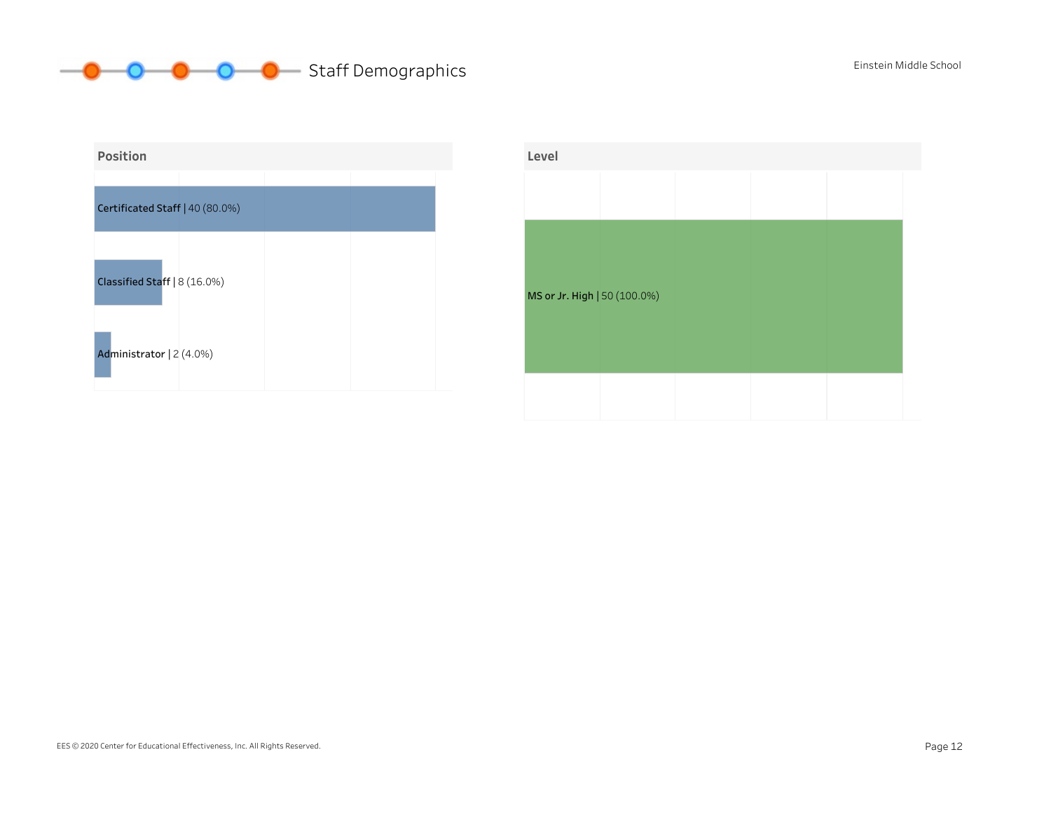# Staff Demographics

Einstein Middle School

## Position

- Certificated Staff | 40 (80.0%)
- Classified Staff | 8 (16.0%)
- Administrator | 2 (4.0%)

## Level

- MS or Jr. High | 50 (100.0%)

EES © 2020 Center for Educational Effectiveness, Inc. All Rights Reserved.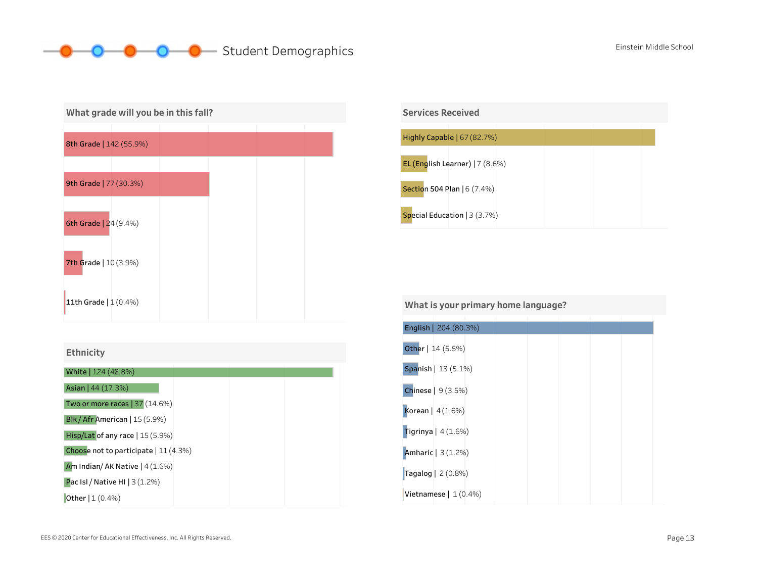# Student Demographics

Einstein Middle School

## What grade will you be in this fall?

| Grade | Count | Percent |
|---|---|---|
| 8th Grade | 142 | 55.9% |
| 9th Grade | 77 | 30.3% |
| 6th Grade | 24 | 9.4% |
| 7th Grade | 10 | 3.9% |
| 11th Grade | 1 | 0.4% |

## Services Received

| Service | Count | Percent |
|---|---|---|
| Highly Capable | 67 | 82.7% |
| EL (English Learner) | 7 | 8.6% |
| Section 504 Plan | 6 | 7.4% |
| Special Education | 3 | 3.7% |

## Ethnicity

| Ethnicity | Count | Percent |
|---|---|---|
| White | 124 | 48.8% |
| Asian | 44 | 17.3% |
| Two or more races | 37 | 14.6% |
| Blk / Afr American | 15 | 5.9% |
| Hisp/Lat of any race | 15 | 5.9% |
| Choose not to participate | 11 | 4.3% |
| Am Indian/ AK Native | 4 | 1.6% |
| Pac Isl / Native HI | 3 | 1.2% |
| Other | 1 | 0.4% |

## What is your primary home language?

| Language | Count | Percent |
|---|---|---|
| English | 204 | 80.3% |
| Other | 14 | 5.5% |
| Spanish | 13 | 5.1% |
| Chinese | 9 | 3.5% |
| Korean | 4 | 1.6% |
| Tigrinya | 4 | 1.6% |
| Amharic | 3 | 1.2% |
| Tagalog | 2 | 0.8% |
| Vietnamese | 1 | 0.4% |

EES © 2020 Center for Educational Effectiveness, Inc. All Rights Reserved.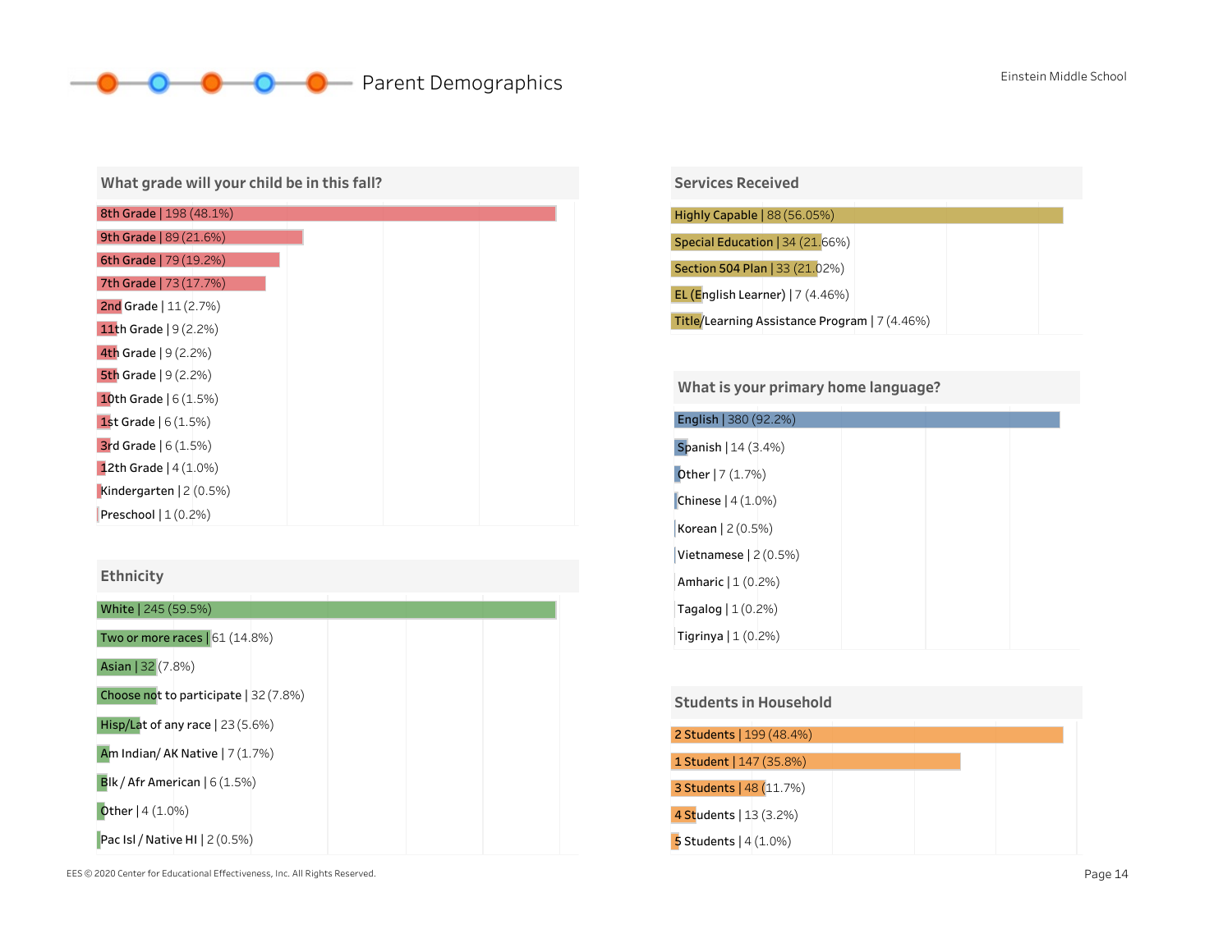# Parent Demographics

Einstein Middle School

## What grade will your child be in this fall?

8th Grade | 198 (48.1%)
9th Grade | 89 (21.6%)
6th Grade | 79 (19.2%)
7th Grade | 73 (17.7%)
2nd Grade | 11 (2.7%)
11th Grade | 9 (2.2%)
4th Grade | 9 (2.2%)
5th Grade | 9 (2.2%)
10th Grade | 6 (1.5%)
1st Grade | 6 (1.5%)
3rd Grade | 6 (1.5%)
12th Grade | 4 (1.0%)
Kindergarten | 2 (0.5%)
Preschool | 1 (0.2%)

## Ethnicity

White | 245 (59.5%)
Two or more races | 61 (14.8%)
Asian | 32 (7.8%)
Choose not to participate | 32 (7.8%)
Hisp/Lat of any race | 23 (5.6%)
Am Indian/ AK Native | 7 (1.7%)
Blk / Afr American | 6 (1.5%)
Other | 4 (1.0%)
Pac Isl / Native HI | 2 (0.5%)

## Services Received

Highly Capable | 88 (56.05%)
Special Education | 34 (21.66%)
Section 504 Plan | 33 (21.02%)
EL (English Learner) | 7 (4.46%)
Title/Learning Assistance Program | 7 (4.46%)

## What is your primary home language?

English | 380 (92.2%)
Spanish | 14 (3.4%)
Other | 7 (1.7%)
Chinese | 4 (1.0%)
Korean | 2 (0.5%)
Vietnamese | 2 (0.5%)
Amharic | 1 (0.2%)
Tagalog | 1 (0.2%)
Tigrinya | 1 (0.2%)

## Students in Household

2 Students | 199 (48.4%)
1 Student | 147 (35.8%)
3 Students | 48 (11.7%)
4 Students | 13 (3.2%)
5 Students | 4 (1.0%)

EES © 2020 Center for Educational Effectiveness, Inc. All Rights Reserved.